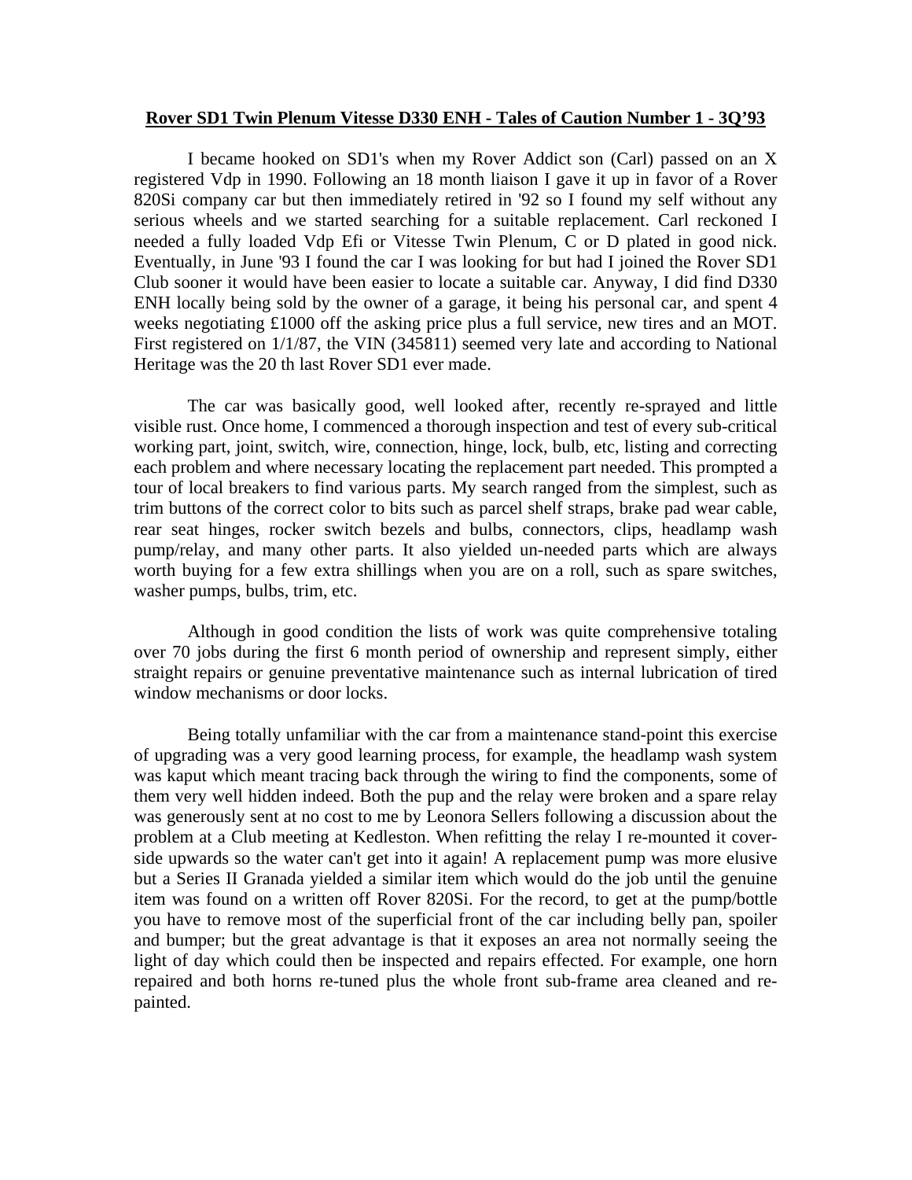**Rover SD1 Twin Plenum Vitesse D330 ENH - Tales of Caution Number 1 - 3Q'93**

I became hooked on SD1's when my Rover Addict son (Carl) passed on an X registered Vdp in 1990. Following an 18 month liaison I gave it up in favor of a Rover 820Si company car but then immediately retired in '92 so I found my self without any serious wheels and we started searching for a suitable replacement. Carl reckoned I needed a fully loaded Vdp Efi or Vitesse Twin Plenum, C or D plated in good nick. Eventually, in June '93 I found the car I was looking for but had I joined the Rover SD1 Club sooner it would have been easier to locate a suitable car. Anyway, I did find D330 ENH locally being sold by the owner of a garage, it being his personal car, and spent 4 weeks negotiating £1000 off the asking price plus a full service, new tires and an MOT. First registered on 1/1/87, the VIN (345811) seemed very late and according to National Heritage was the 20 th last Rover SD1 ever made.

The car was basically good, well looked after, recently re-sprayed and little visible rust. Once home, I commenced a thorough inspection and test of every sub-critical working part, joint, switch, wire, connection, hinge, lock, bulb, etc, listing and correcting each problem and where necessary locating the replacement part needed. This prompted a tour of local breakers to find various parts. My search ranged from the simplest, such as trim buttons of the correct color to bits such as parcel shelf straps, brake pad wear cable, rear seat hinges, rocker switch bezels and bulbs, connectors, clips, headlamp wash pump/relay, and many other parts. It also yielded un-needed parts which are always worth buying for a few extra shillings when you are on a roll, such as spare switches, washer pumps, bulbs, trim, etc.

Although in good condition the lists of work was quite comprehensive totaling over 70 jobs during the first 6 month period of ownership and represent simply, either straight repairs or genuine preventative maintenance such as internal lubrication of tired window mechanisms or door locks.

Being totally unfamiliar with the car from a maintenance stand-point this exercise of upgrading was a very good learning process, for example, the headlamp wash system was kaput which meant tracing back through the wiring to find the components, some of them very well hidden indeed. Both the pup and the relay were broken and a spare relay was generously sent at no cost to me by Leonora Sellers following a discussion about the problem at a Club meeting at Kedleston. When refitting the relay I re-mounted it cover-side upwards so the water can't get into it again! A replacement pump was more elusive but a Series II Granada yielded a similar item which would do the job until the genuine item was found on a written off Rover 820Si. For the record, to get at the pump/bottle you have to remove most of the superficial front of the car including belly pan, spoiler and bumper; but the great advantage is that it exposes an area not normally seeing the light of day which could then be inspected and repairs effected. For example, one horn repaired and both horns re-tuned plus the whole front sub-frame area cleaned and re-painted.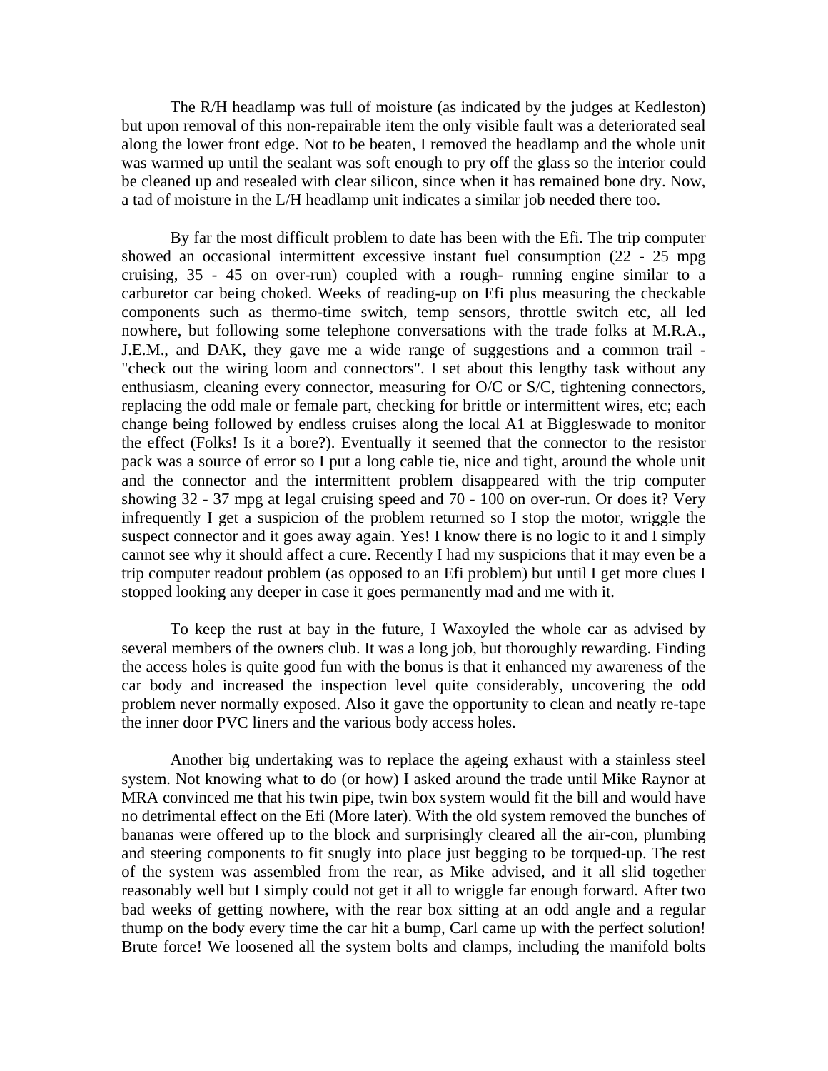The R/H headlamp was full of moisture (as indicated by the judges at Kedleston) but upon removal of this non-repairable item the only visible fault was a deteriorated seal along the lower front edge. Not to be beaten, I removed the headlamp and the whole unit was warmed up until the sealant was soft enough to pry off the glass so the interior could be cleaned up and resealed with clear silicon, since when it has remained bone dry. Now, a tad of moisture in the L/H headlamp unit indicates a similar job needed there too.

By far the most difficult problem to date has been with the Efi. The trip computer showed an occasional intermittent excessive instant fuel consumption (22 - 25 mpg cruising, 35 - 45 on over-run) coupled with a rough- running engine similar to a carburetor car being choked. Weeks of reading-up on Efi plus measuring the checkable components such as thermo-time switch, temp sensors, throttle switch etc, all led nowhere, but following some telephone conversations with the trade folks at M.R.A., J.E.M., and DAK, they gave me a wide range of suggestions and a common trail - "check out the wiring loom and connectors". I set about this lengthy task without any enthusiasm, cleaning every connector, measuring for O/C or S/C, tightening connectors, replacing the odd male or female part, checking for brittle or intermittent wires, etc; each change being followed by endless cruises along the local A1 at Biggleswade to monitor the effect (Folks! Is it a bore?). Eventually it seemed that the connector to the resistor pack was a source of error so I put a long cable tie, nice and tight, around the whole unit and the connector and the intermittent problem disappeared with the trip computer showing 32 - 37 mpg at legal cruising speed and 70 - 100 on over-run. Or does it? Very infrequently I get a suspicion of the problem returned so I stop the motor, wriggle the suspect connector and it goes away again. Yes! I know there is no logic to it and I simply cannot see why it should affect a cure. Recently I had my suspicions that it may even be a trip computer readout problem (as opposed to an Efi problem) but until I get more clues I stopped looking any deeper in case it goes permanently mad and me with it.

To keep the rust at bay in the future, I Waxoyled the whole car as advised by several members of the owners club. It was a long job, but thoroughly rewarding. Finding the access holes is quite good fun with the bonus is that it enhanced my awareness of the car body and increased the inspection level quite considerably, uncovering the odd problem never normally exposed. Also it gave the opportunity to clean and neatly re-tape the inner door PVC liners and the various body access holes.

Another big undertaking was to replace the ageing exhaust with a stainless steel system. Not knowing what to do (or how) I asked around the trade until Mike Raynor at MRA convinced me that his twin pipe, twin box system would fit the bill and would have no detrimental effect on the Efi (More later). With the old system removed the bunches of bananas were offered up to the block and surprisingly cleared all the air-con, plumbing and steering components to fit snugly into place just begging to be torqued-up. The rest of the system was assembled from the rear, as Mike advised, and it all slid together reasonably well but I simply could not get it all to wriggle far enough forward. After two bad weeks of getting nowhere, with the rear box sitting at an odd angle and a regular thump on the body every time the car hit a bump, Carl came up with the perfect solution! Brute force! We loosened all the system bolts and clamps, including the manifold bolts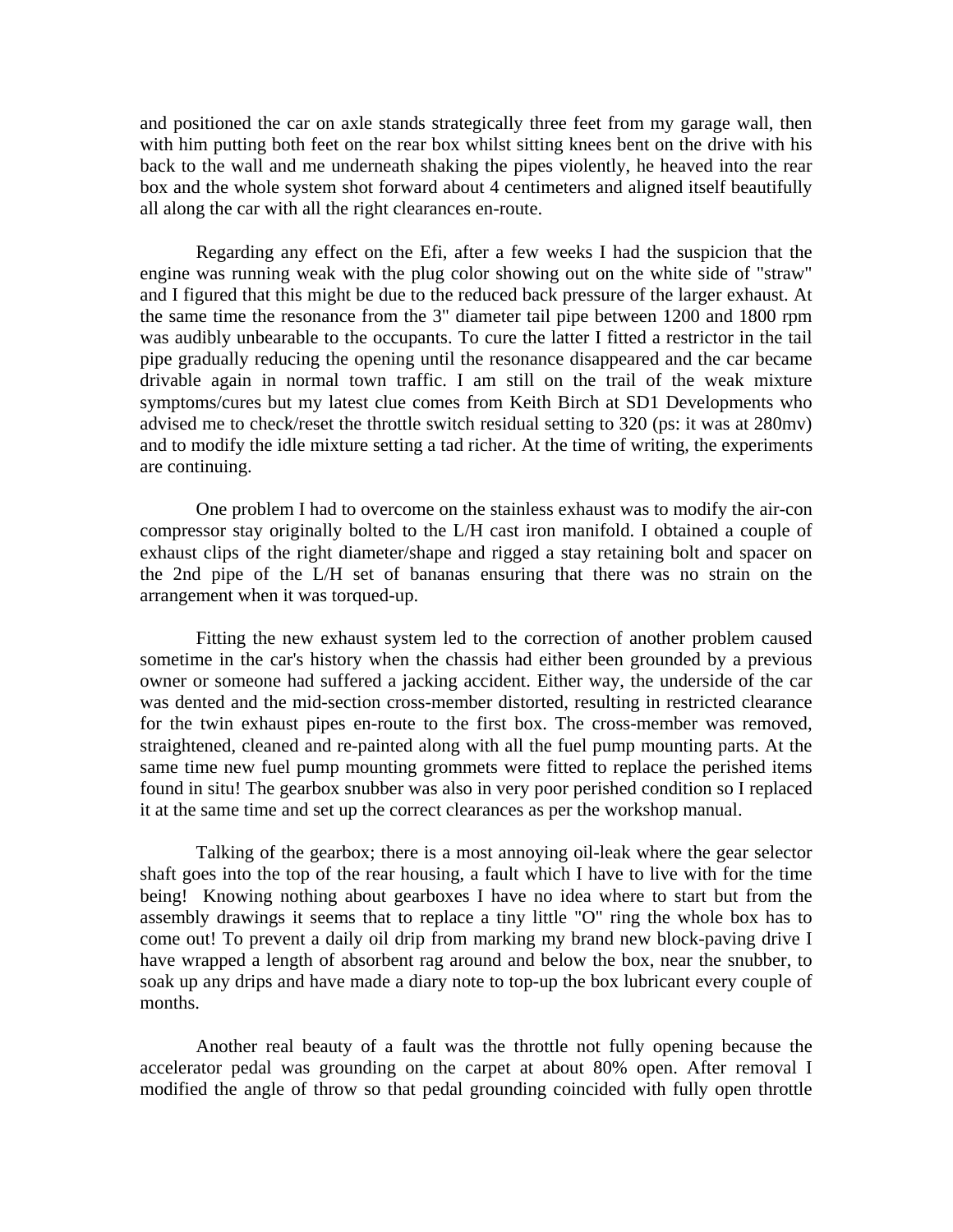and positioned the car on axle stands strategically three feet from my garage wall, then with him putting both feet on the rear box whilst sitting knees bent on the drive with his back to the wall and me underneath shaking the pipes violently, he heaved into the rear box and the whole system shot forward about 4 centimeters and aligned itself beautifully all along the car with all the right clearances en-route.

Regarding any effect on the Efi, after a few weeks I had the suspicion that the engine was running weak with the plug color showing out on the white side of "straw" and I figured that this might be due to the reduced back pressure of the larger exhaust. At the same time the resonance from the 3" diameter tail pipe between 1200 and 1800 rpm was audibly unbearable to the occupants. To cure the latter I fitted a restrictor in the tail pipe gradually reducing the opening until the resonance disappeared and the car became drivable again in normal town traffic. I am still on the trail of the weak mixture symptoms/cures but my latest clue comes from Keith Birch at SD1 Developments who advised me to check/reset the throttle switch residual setting to 320 (ps: it was at 280mv) and to modify the idle mixture setting a tad richer. At the time of writing, the experiments are continuing.

One problem I had to overcome on the stainless exhaust was to modify the air-con compressor stay originally bolted to the L/H cast iron manifold. I obtained a couple of exhaust clips of the right diameter/shape and rigged a stay retaining bolt and spacer on the 2nd pipe of the L/H set of bananas ensuring that there was no strain on the arrangement when it was torqued-up.

Fitting the new exhaust system led to the correction of another problem caused sometime in the car's history when the chassis had either been grounded by a previous owner or someone had suffered a jacking accident. Either way, the underside of the car was dented and the mid-section cross-member distorted, resulting in restricted clearance for the twin exhaust pipes en-route to the first box. The cross-member was removed, straightened, cleaned and re-painted along with all the fuel pump mounting parts. At the same time new fuel pump mounting grommets were fitted to replace the perished items found in situ! The gearbox snubber was also in very poor perished condition so I replaced it at the same time and set up the correct clearances as per the workshop manual.

Talking of the gearbox; there is a most annoying oil-leak where the gear selector shaft goes into the top of the rear housing, a fault which I have to live with for the time being! Knowing nothing about gearboxes I have no idea where to start but from the assembly drawings it seems that to replace a tiny little "O" ring the whole box has to come out! To prevent a daily oil drip from marking my brand new block-paving drive I have wrapped a length of absorbent rag around and below the box, near the snubber, to soak up any drips and have made a diary note to top-up the box lubricant every couple of months.

Another real beauty of a fault was the throttle not fully opening because the accelerator pedal was grounding on the carpet at about 80% open. After removal I modified the angle of throw so that pedal grounding coincided with fully open throttle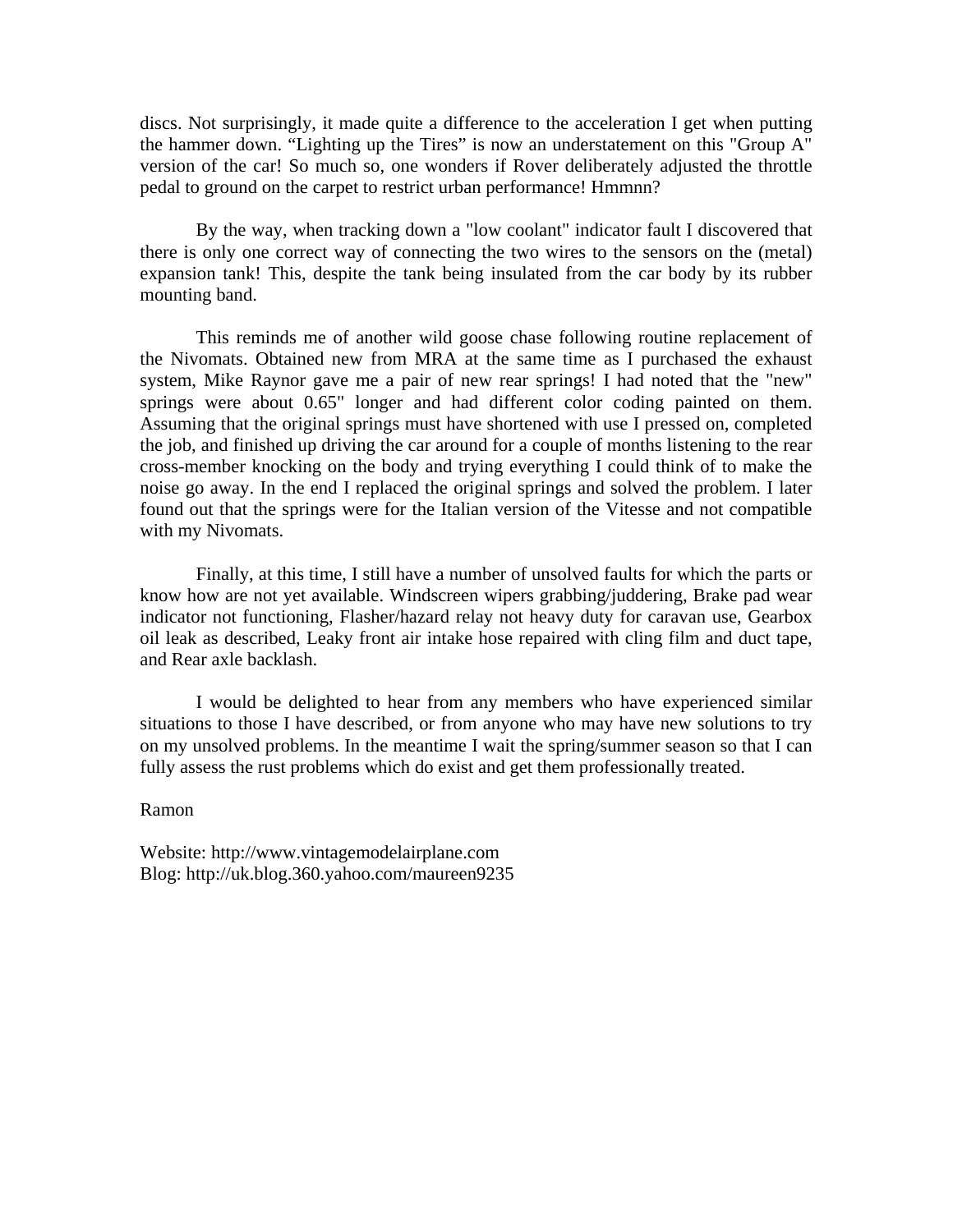discs. Not surprisingly, it made quite a difference to the acceleration I get when putting the hammer down. “Lighting up the Tires” is now an understatement on this "Group A" version of the car! So much so, one wonders if Rover deliberately adjusted the throttle pedal to ground on the carpet to restrict urban performance! Hmmnn?

By the way, when tracking down a "low coolant" indicator fault I discovered that there is only one correct way of connecting the two wires to the sensors on the (metal) expansion tank! This, despite the tank being insulated from the car body by its rubber mounting band.

This reminds me of another wild goose chase following routine replacement of the Nivomats. Obtained new from MRA at the same time as I purchased the exhaust system, Mike Raynor gave me a pair of new rear springs! I had noted that the "new" springs were about 0.65" longer and had different color coding painted on them. Assuming that the original springs must have shortened with use I pressed on, completed the job, and finished up driving the car around for a couple of months listening to the rear cross-member knocking on the body and trying everything I could think of to make the noise go away. In the end I replaced the original springs and solved the problem. I later found out that the springs were for the Italian version of the Vitesse and not compatible with my Nivomats.

Finally, at this time, I still have a number of unsolved faults for which the parts or know how are not yet available. Windscreen wipers grabbing/juddering, Brake pad wear indicator not functioning, Flasher/hazard relay not heavy duty for caravan use, Gearbox oil leak as described, Leaky front air intake hose repaired with cling film and duct tape, and Rear axle backlash.

I would be delighted to hear from any members who have experienced similar situations to those I have described, or from anyone who may have new solutions to try on my unsolved problems. In the meantime I wait the spring/summer season so that I can fully assess the rust problems which do exist and get them professionally treated.

Ramon

Website: http://www.vintagemodelairplane.com
Blog: http://uk.blog.360.yahoo.com/maureen9235